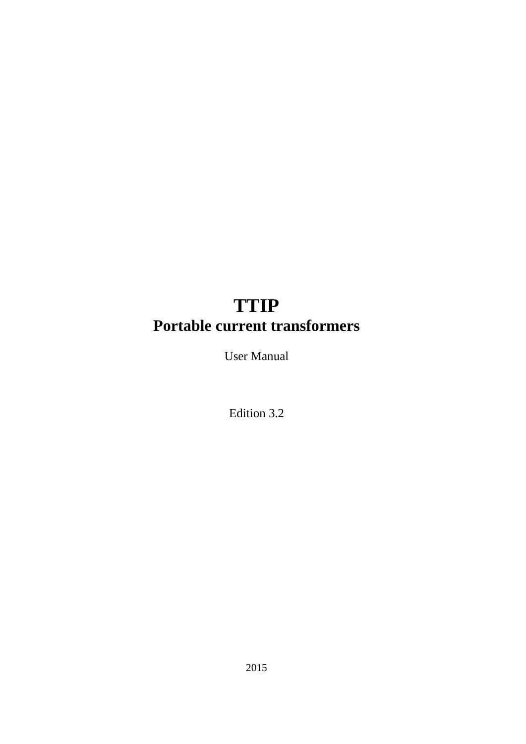# TTIP
## Portable current transformers

User Manual

Edition 3.2

2015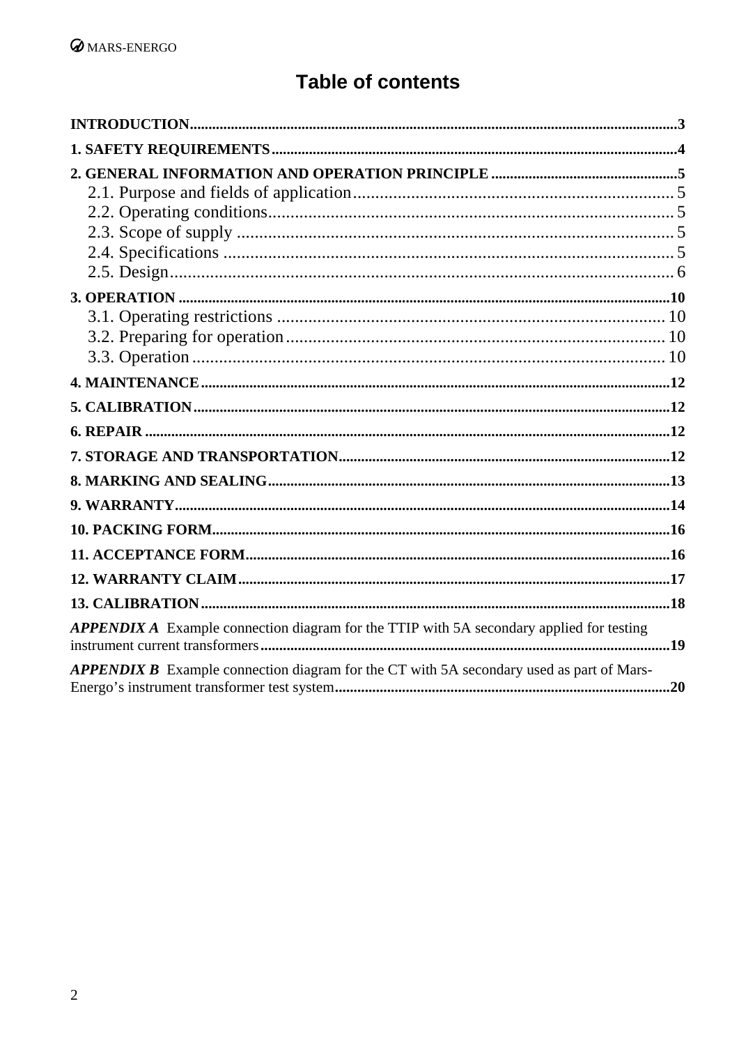# Table of contents

**INTRODUCTION** ........ 3

**1. SAFETY REQUIREMENTS** ........ 4

**2. GENERAL INFORMATION AND OPERATION PRINCIPLE** ........ 5

- 2.1. Purpose and fields of application ........ 5
- 2.2. Operating conditions ........ 5
- 2.3. Scope of supply ........ 5
- 2.4. Specifications ........ 5
- 2.5. Design ........ 6

**3. OPERATION** ........ 10

- 3.1. Operating restrictions ........ 10
- 3.2. Preparing for operation ........ 10
- 3.3. Operation ........ 10

**4. MAINTENANCE** ........ 12

**5. CALIBRATION** ........ 12

**6. REPAIR** ........ 12

**7. STORAGE AND TRANSPORTATION** ........ 12

**8. MARKING AND SEALING** ........ 13

**9. WARRANTY** ........ 14

**10. PACKING FORM** ........ 16

**11. ACCEPTANCE FORM** ........ 16

**12. WARRANTY CLAIM** ........ 17

**13. CALIBRATION** ........ 18

***APPENDIX A*** Example connection diagram for the TTIP with 5A secondary applied for testing instrument current transformers ........ 19

***APPENDIX B*** Example connection diagram for the CT with 5A secondary used as part of Mars-Energo's instrument transformer test system ........ 20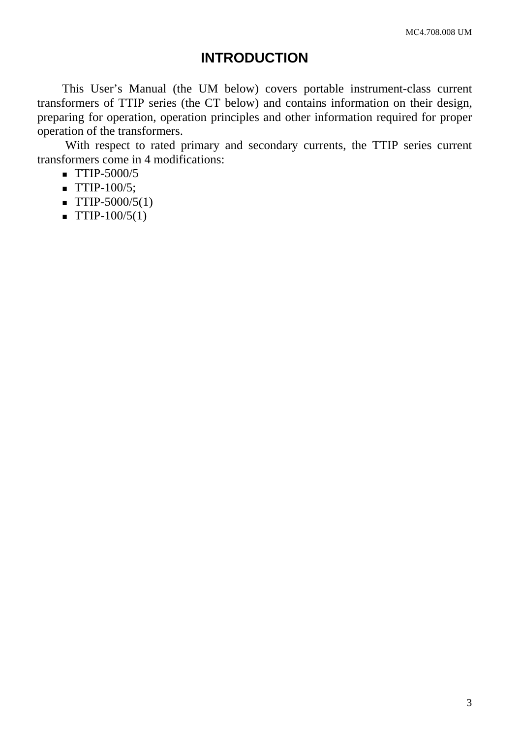# INTRODUCTION

This User's Manual (the UM below) covers portable instrument-class current transformers of TTIP series (the CT below) and contains information on their design, preparing for operation, operation principles and other information required for proper operation of the transformers.

With respect to rated primary and secondary currents, the TTIP series current transformers come in 4 modifications:

- TTIP-5000/5
- TTIP-100/5;
- TTIP-5000/5(1)
- TTIP-100/5(1)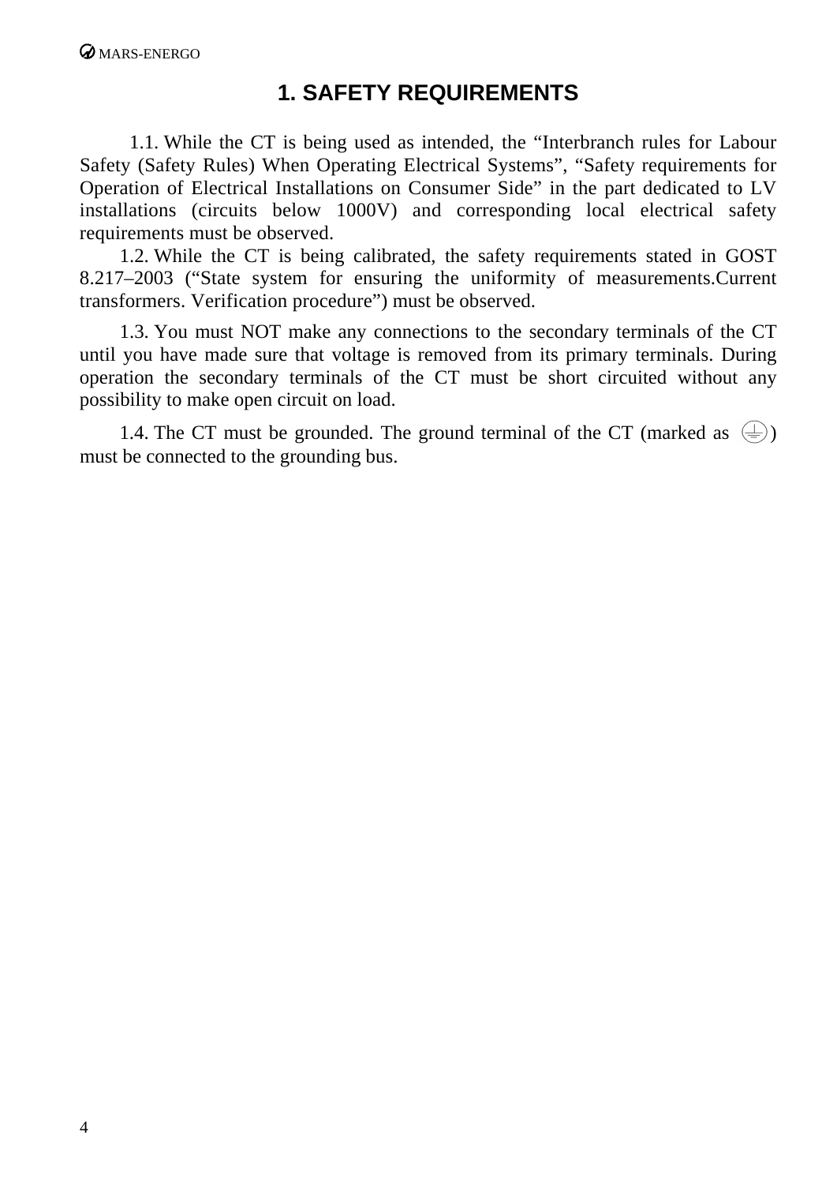# 1. SAFETY REQUIREMENTS

1.1. While the CT is being used as intended, the “Interbranch rules for Labour Safety (Safety Rules) When Operating Electrical Systems”, “Safety requirements for Operation of Electrical Installations on Consumer Side” in the part dedicated to LV installations (circuits below 1000V) and corresponding local electrical safety requirements must be observed.

1.2. While the CT is being calibrated, the safety requirements stated in GOST 8.217–2003 (“State system for ensuring the uniformity of measurements.Current transformers. Verification procedure”) must be observed.

1.3. You must NOT make any connections to the secondary terminals of the CT until you have made sure that voltage is removed from its primary terminals. During operation the secondary terminals of the CT must be short circuited without any possibility to make open circuit on load.

1.4. The CT must be grounded. The ground terminal of the CT (marked as ⏚) must be connected to the grounding bus.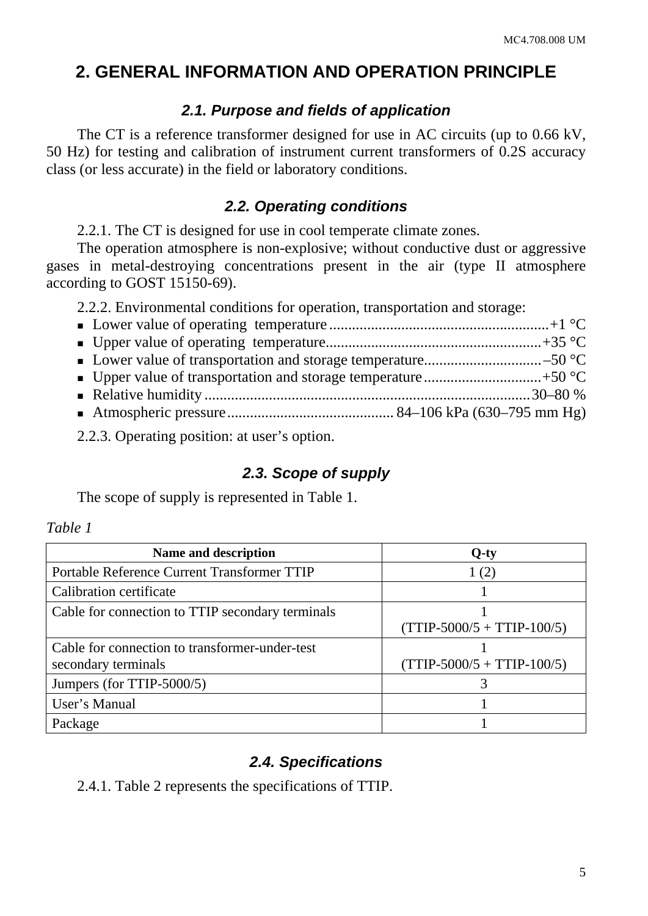# 2. GENERAL INFORMATION AND OPERATION PRINCIPLE

## 2.1. Purpose and fields of application

The CT is a reference transformer designed for use in AC circuits (up to 0.66 kV, 50 Hz) for testing and calibration of instrument current transformers of 0.2S accuracy class (or less accurate) in the field or laboratory conditions.

## 2.2. Operating conditions

2.2.1. The CT is designed for use in cool temperate climate zones.

The operation atmosphere is non-explosive; without conductive dust or aggressive gases in metal-destroying concentrations present in the air (type II atmosphere according to GOST 15150-69).

2.2.2. Environmental conditions for operation, transportation and storage:

- Lower value of operating temperature ........................................................+1 °C
- Upper value of operating temperature........................................................+35 °C
- Lower value of transportation and storage temperature...............................–50 °C
- Upper value of transportation and storage temperature...............................+50 °C
- Relative humidity ....................................................................................30–80 %
- Atmospheric pressure............................................ 84–106 kPa (630–795 mm Hg)

2.2.3. Operating position: at user’s option.

## 2.3. Scope of supply

The scope of supply is represented in Table 1.

*Table 1*

| Name and description | Q-ty |
|---|---|
| Portable Reference Current Transformer TTIP | 1 (2) |
| Calibration certificate | 1 |
| Cable for connection to TTIP secondary terminals | 1 (TTIP-5000/5 + TTIP-100/5) |
| Cable for connection to transformer-under-test secondary terminals | 1 (TTIP-5000/5 + TTIP-100/5) |
| Jumpers (for TTIP-5000/5) | 3 |
| User’s Manual | 1 |
| Package | 1 |

## 2.4. Specifications

2.4.1. Table 2 represents the specifications of TTIP.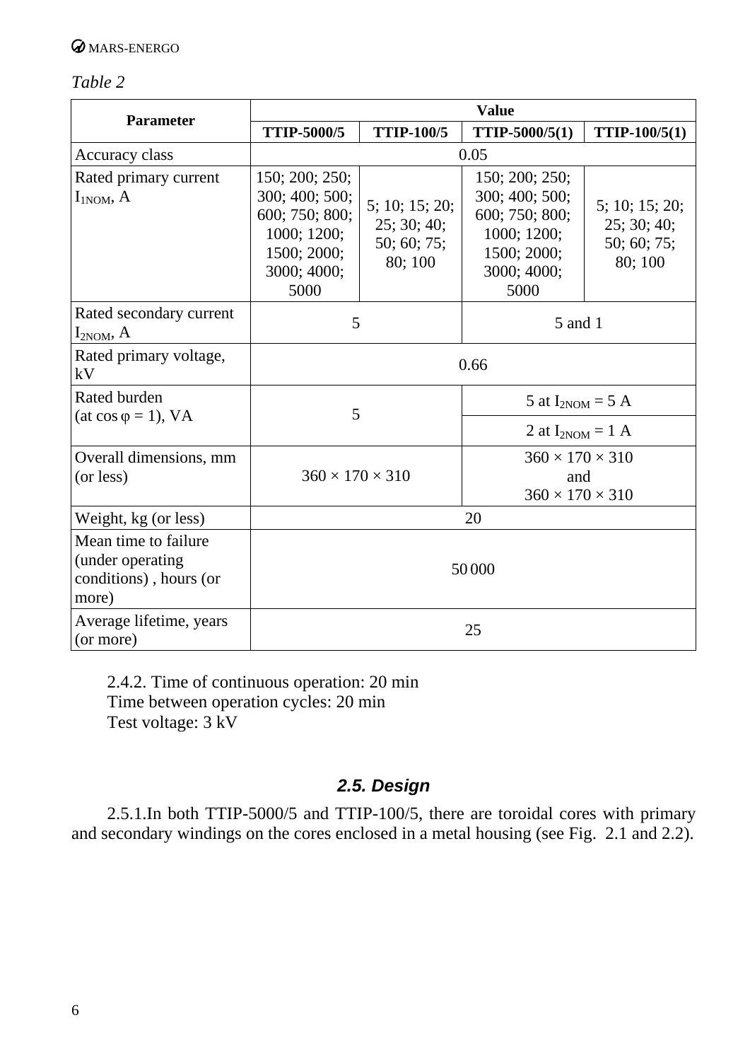*Table 2*

| Parameter | Value | | | |
|---|---|---|---|---|
| | TTIP-5000/5 | TTIP-100/5 | TTIP-5000/5(1) | TTIP-100/5(1) |
| Accuracy class | 0.05 | | | |
| Rated primary current $I_{1NOM}$, A | 150; 200; 250; 300; 400; 500; 600; 750; 800; 1000; 1200; 1500; 2000; 3000; 4000; 5000 | 5; 10; 15; 20; 25; 30; 40; 50; 60; 75; 80; 100 | 150; 200; 250; 300; 400; 500; 600; 750; 800; 1000; 1200; 1500; 2000; 3000; 4000; 5000 | 5; 10; 15; 20; 25; 30; 40; 50; 60; 75; 80; 100 |
| Rated secondary current $I_{2NOM}$, A | 5 | | 5 and 1 | |
| Rated primary voltage, kV | 0.66 | | | |
| Rated burden (at cos φ = 1), VA | 5 | | 5 at $I_{2NOM}$ = 5 A | |
| | | | 2 at $I_{2NOM}$ = 1 A | |
| Overall dimensions, mm (or less) | 360 × 170 × 310 | | 360 × 170 × 310 and 360 × 170 × 310 | |
| Weight, kg (or less) | 20 | | | |
| Mean time to failure (under operating conditions) , hours (or more) | 50 000 | | | |
| Average lifetime, years (or more) | 25 | | | |

2.4.2. Time of continuous operation: 20 min
Time between operation cycles: 20 min
Test voltage: 3 kV

### 2.5. Design

2.5.1.In both TTIP-5000/5 and TTIP-100/5, there are toroidal cores with primary and secondary windings on the cores enclosed in a metal housing (see Fig. 2.1 and 2.2).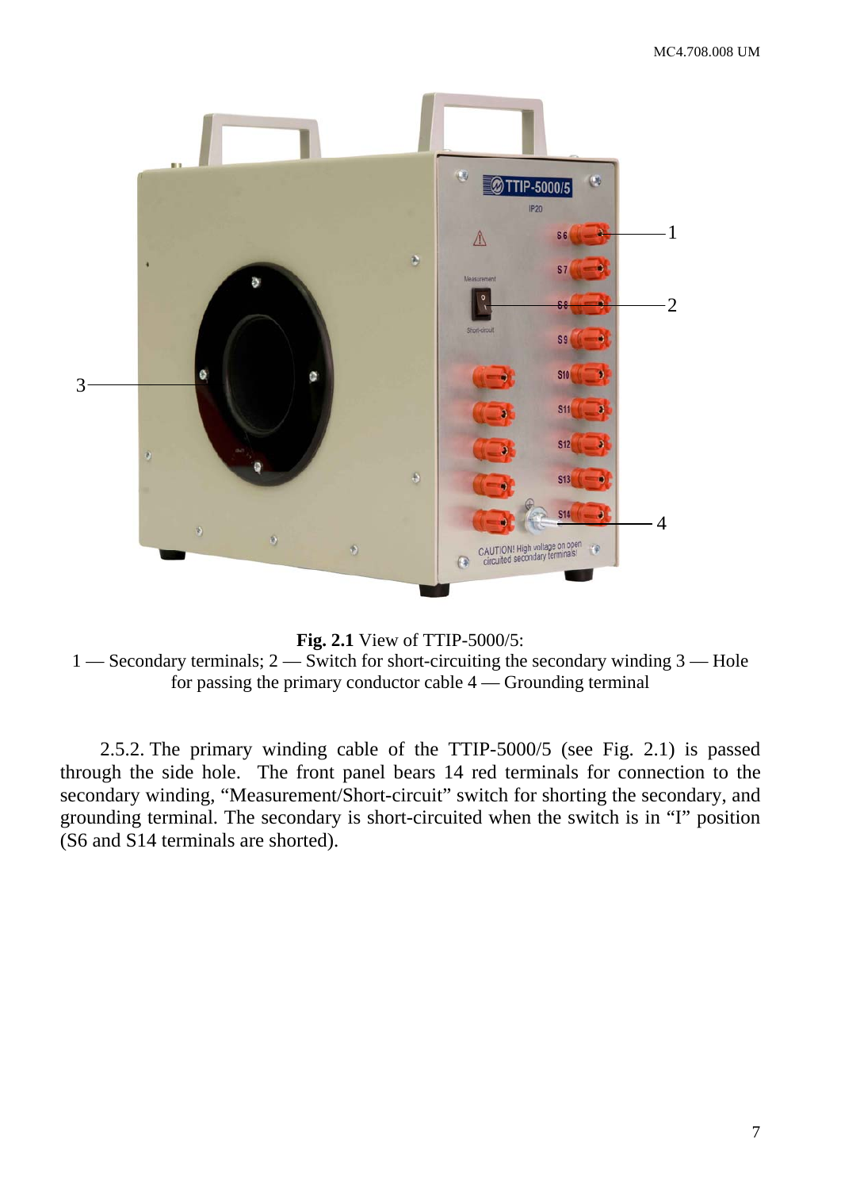**Fig. 2.1** View of TTIP-5000/5:
1 — Secondary terminals; 2 — Switch for short-circuiting the secondary winding 3 — Hole for passing the primary conductor cable 4 — Grounding terminal

2.5.2. The primary winding cable of the TTIP-5000/5 (see Fig. 2.1) is passed through the side hole. The front panel bears 14 red terminals for connection to the secondary winding, “Measurement/Short-circuit” switch for shorting the secondary, and grounding terminal. The secondary is short-circuited when the switch is in “I” position (S6 and S14 terminals are shorted).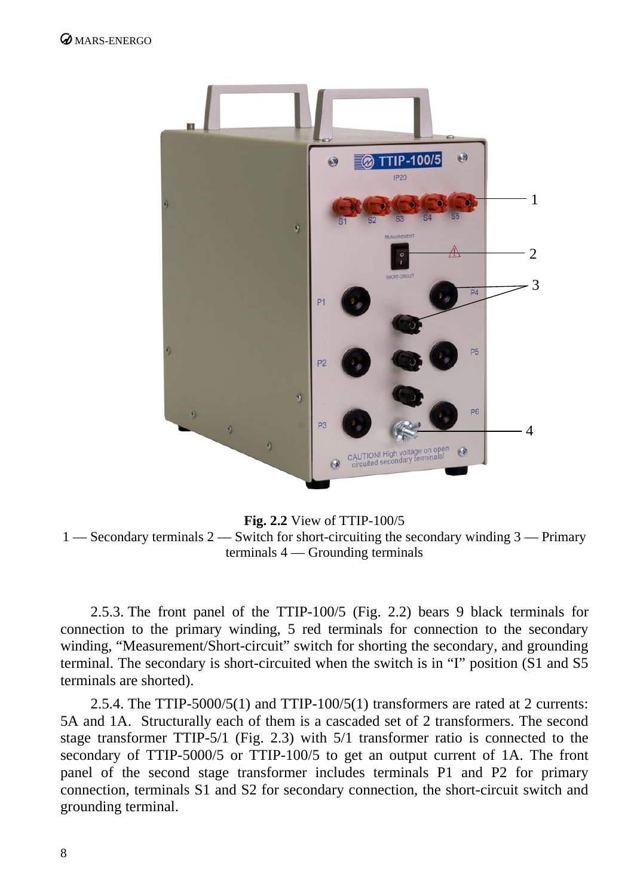**Fig. 2.2** View of TTIP-100/5
1 — Secondary terminals 2 — Switch for short-circuiting the secondary winding 3 — Primary terminals 4 — Grounding terminals

2.5.3. The front panel of the TTIP-100/5 (Fig. 2.2) bears 9 black terminals for connection to the primary winding, 5 red terminals for connection to the secondary winding, "Measurement/Short-circuit" switch for shorting the secondary, and grounding terminal. The secondary is short-circuited when the switch is in "I" position (S1 and S5 terminals are shorted).

2.5.4. The TTIP-5000/5(1) and TTIP-100/5(1) transformers are rated at 2 currents: 5A and 1A. Structurally each of them is a cascaded set of 2 transformers. The second stage transformer TTIP-5/1 (Fig. 2.3) with 5/1 transformer ratio is connected to the secondary of TTIP-5000/5 or TTIP-100/5 to get an output current of 1A. The front panel of the second stage transformer includes terminals P1 and P2 for primary connection, terminals S1 and S2 for secondary connection, the short-circuit switch and grounding terminal.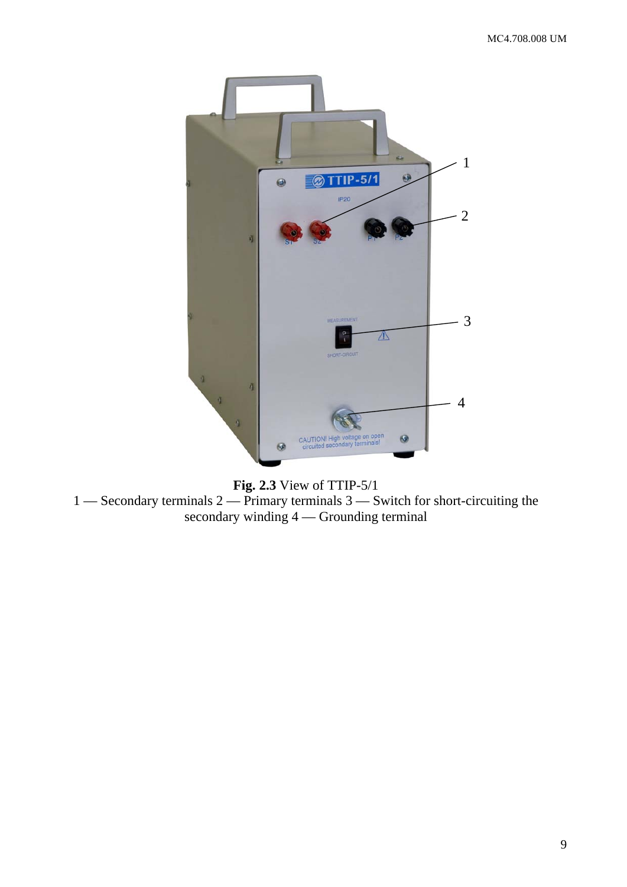**Fig. 2.3** View of TTIP-5/1
1 — Secondary terminals 2 — Primary terminals 3 — Switch for short-circuiting the secondary winding 4 — Grounding terminal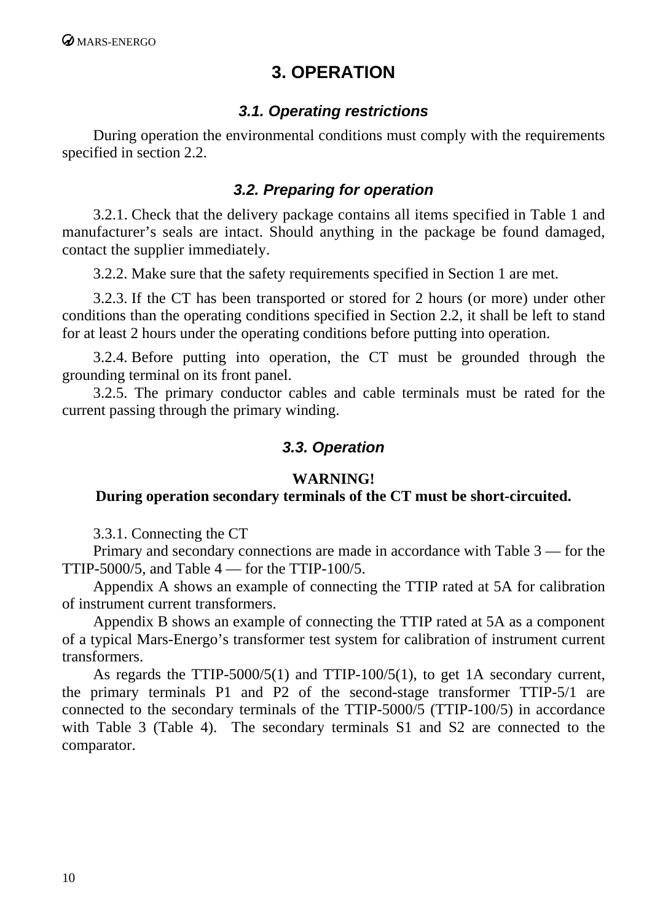# 3. OPERATION

### *3.1. Operating restrictions*

During operation the environmental conditions must comply with the requirements specified in section 2.2.

### *3.2. Preparing for operation*

3.2.1. Check that the delivery package contains all items specified in Table 1 and manufacturer’s seals are intact. Should anything in the package be found damaged, contact the supplier immediately.

3.2.2. Make sure that the safety requirements specified in Section 1 are met.

3.2.3. If the CT has been transported or stored for 2 hours (or more) under other conditions than the operating conditions specified in Section 2.2, it shall be left to stand for at least 2 hours under the operating conditions before putting into operation.

3.2.4. Before putting into operation, the CT must be grounded through the grounding terminal on its front panel.

3.2.5. The primary conductor cables and cable terminals must be rated for the current passing through the primary winding.

### *3.3. Operation*

**WARNING!**
**During operation secondary terminals of the CT must be short-circuited.**

3.3.1. Connecting the CT

Primary and secondary connections are made in accordance with Table 3 — for the TTIP-5000/5, and Table 4 — for the TTIP-100/5.

Appendix A shows an example of connecting the TTIP rated at 5A for calibration of instrument current transformers.

Appendix B shows an example of connecting the TTIP rated at 5A as a component of a typical Mars-Energo’s transformer test system for calibration of instrument current transformers.

As regards the TTIP-5000/5(1) and TTIP-100/5(1), to get 1A secondary current, the primary terminals P1 and P2 of the second-stage transformer TTIP-5/1 are connected to the secondary terminals of the TTIP-5000/5 (TTIP-100/5) in accordance with Table 3 (Table 4). The secondary terminals S1 and S2 are connected to the comparator.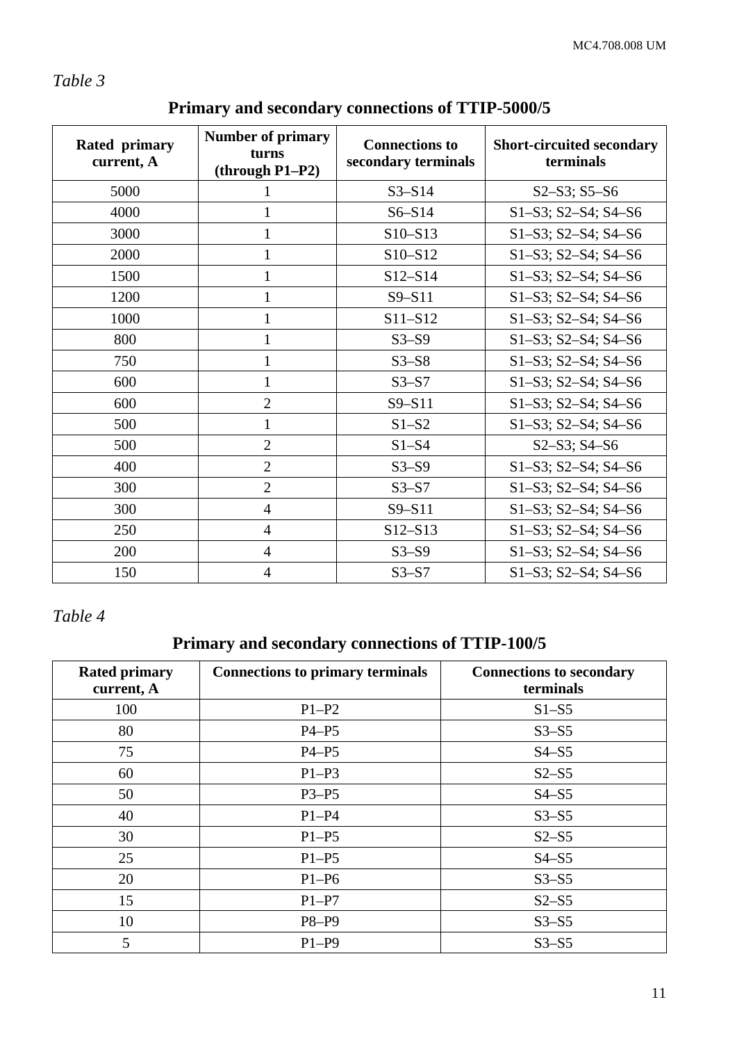*Table 3*

**Primary and secondary connections of TTIP-5000/5**

| Rated primary current, A | Number of primary turns (through P1–P2) | Connections to secondary terminals | Short-circuited secondary terminals |
|---|---|---|---|
| 5000 | 1 | S3–S14 | S2–S3; S5–S6 |
| 4000 | 1 | S6–S14 | S1–S3; S2–S4; S4–S6 |
| 3000 | 1 | S10–S13 | S1–S3; S2–S4; S4–S6 |
| 2000 | 1 | S10–S12 | S1–S3; S2–S4; S4–S6 |
| 1500 | 1 | S12–S14 | S1–S3; S2–S4; S4–S6 |
| 1200 | 1 | S9–S11 | S1–S3; S2–S4; S4–S6 |
| 1000 | 1 | S11–S12 | S1–S3; S2–S4; S4–S6 |
| 800 | 1 | S3–S9 | S1–S3; S2–S4; S4–S6 |
| 750 | 1 | S3–S8 | S1–S3; S2–S4; S4–S6 |
| 600 | 1 | S3–S7 | S1–S3; S2–S4; S4–S6 |
| 600 | 2 | S9–S11 | S1–S3; S2–S4; S4–S6 |
| 500 | 1 | S1–S2 | S1–S3; S2–S4; S4–S6 |
| 500 | 2 | S1–S4 | S2–S3; S4–S6 |
| 400 | 2 | S3–S9 | S1–S3; S2–S4; S4–S6 |
| 300 | 2 | S3–S7 | S1–S3; S2–S4; S4–S6 |
| 300 | 4 | S9–S11 | S1–S3; S2–S4; S4–S6 |
| 250 | 4 | S12–S13 | S1–S3; S2–S4; S4–S6 |
| 200 | 4 | S3–S9 | S1–S3; S2–S4; S4–S6 |
| 150 | 4 | S3–S7 | S1–S3; S2–S4; S4–S6 |

*Table 4*

**Primary and secondary connections of TTIP-100/5**

| Rated primary current, A | Connections to primary terminals | Connections to secondary terminals |
|---|---|---|
| 100 | P1–P2 | S1–S5 |
| 80 | P4–P5 | S3–S5 |
| 75 | P4–P5 | S4–S5 |
| 60 | P1–P3 | S2–S5 |
| 50 | P3–P5 | S4–S5 |
| 40 | P1–P4 | S3–S5 |
| 30 | P1–P5 | S2–S5 |
| 25 | P1–P5 | S4–S5 |
| 20 | P1–P6 | S3–S5 |
| 15 | P1–P7 | S2–S5 |
| 10 | P8–P9 | S3–S5 |
| 5 | P1–P9 | S3–S5 |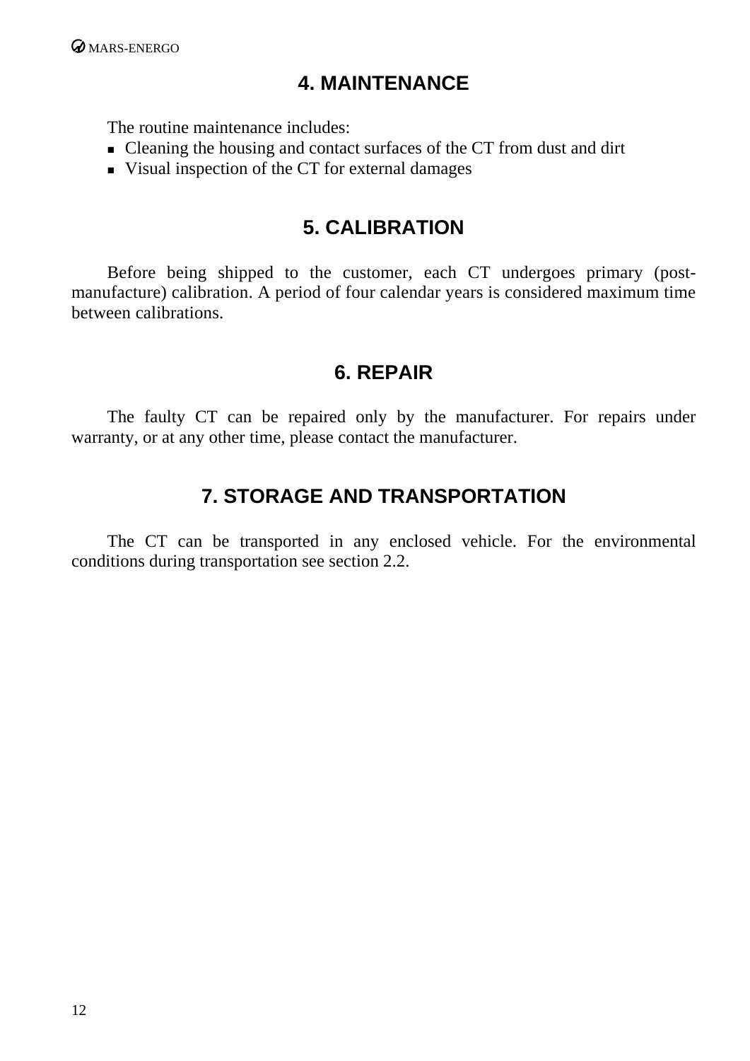## 4. MAINTENANCE

The routine maintenance includes:

- Cleaning the housing and contact surfaces of the CT from dust and dirt
- Visual inspection of the CT for external damages

## 5. CALIBRATION

Before being shipped to the customer, each CT undergoes primary (post-manufacture) calibration. A period of four calendar years is considered maximum time between calibrations.

## 6. REPAIR

The faulty CT can be repaired only by the manufacturer. For repairs under warranty, or at any other time, please contact the manufacturer.

## 7. STORAGE AND TRANSPORTATION

The CT can be transported in any enclosed vehicle. For the environmental conditions during transportation see section 2.2.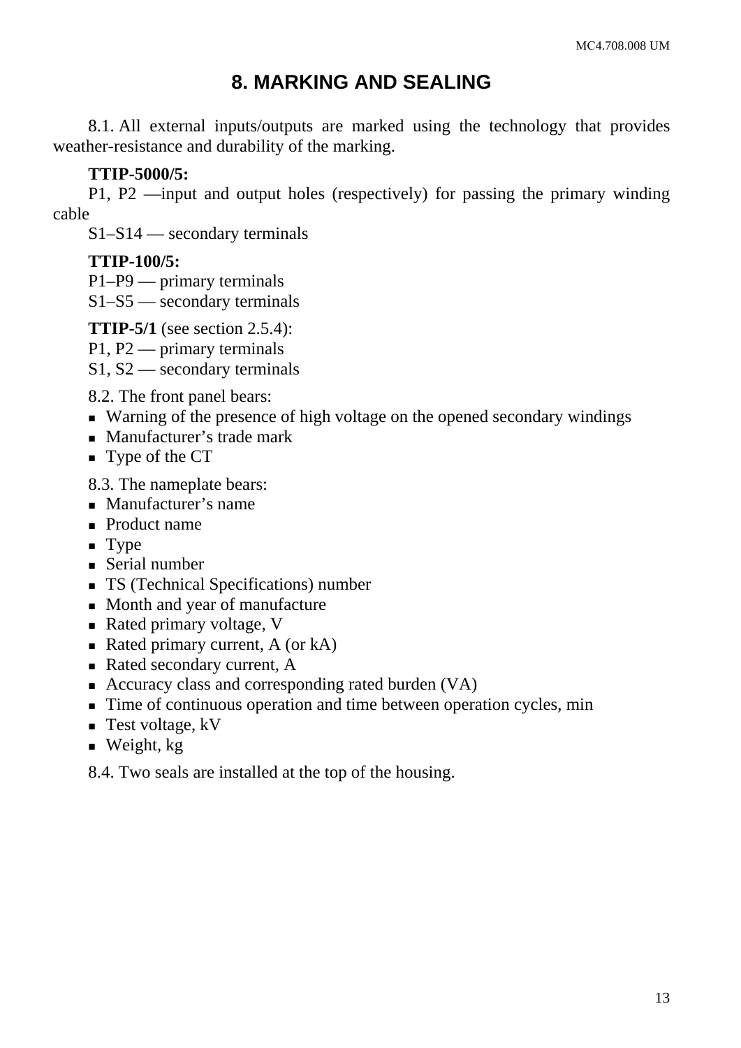# 8. MARKING AND SEALING

8.1. All external inputs/outputs are marked using the technology that provides weather-resistance and durability of the marking.

**TTIP-5000/5:**

P1, P2 —input and output holes (respectively) for passing the primary winding cable

S1–S14 — secondary terminals

**TTIP-100/5:**

P1–P9 — primary terminals

S1–S5 — secondary terminals

**TTIP-5/1** (see section 2.5.4):

P1, P2 — primary terminals

S1, S2 — secondary terminals

8.2. The front panel bears:

- Warning of the presence of high voltage on the opened secondary windings
- Manufacturer's trade mark
- Type of the CT

8.3. The nameplate bears:

- Manufacturer's name
- Product name
- Type
- Serial number
- TS (Technical Specifications) number
- Month and year of manufacture
- Rated primary voltage, V
- Rated primary current, A (or kA)
- Rated secondary current, A
- Accuracy class and corresponding rated burden (VA)
- Time of continuous operation and time between operation cycles, min
- Test voltage, kV
- Weight, kg

8.4. Two seals are installed at the top of the housing.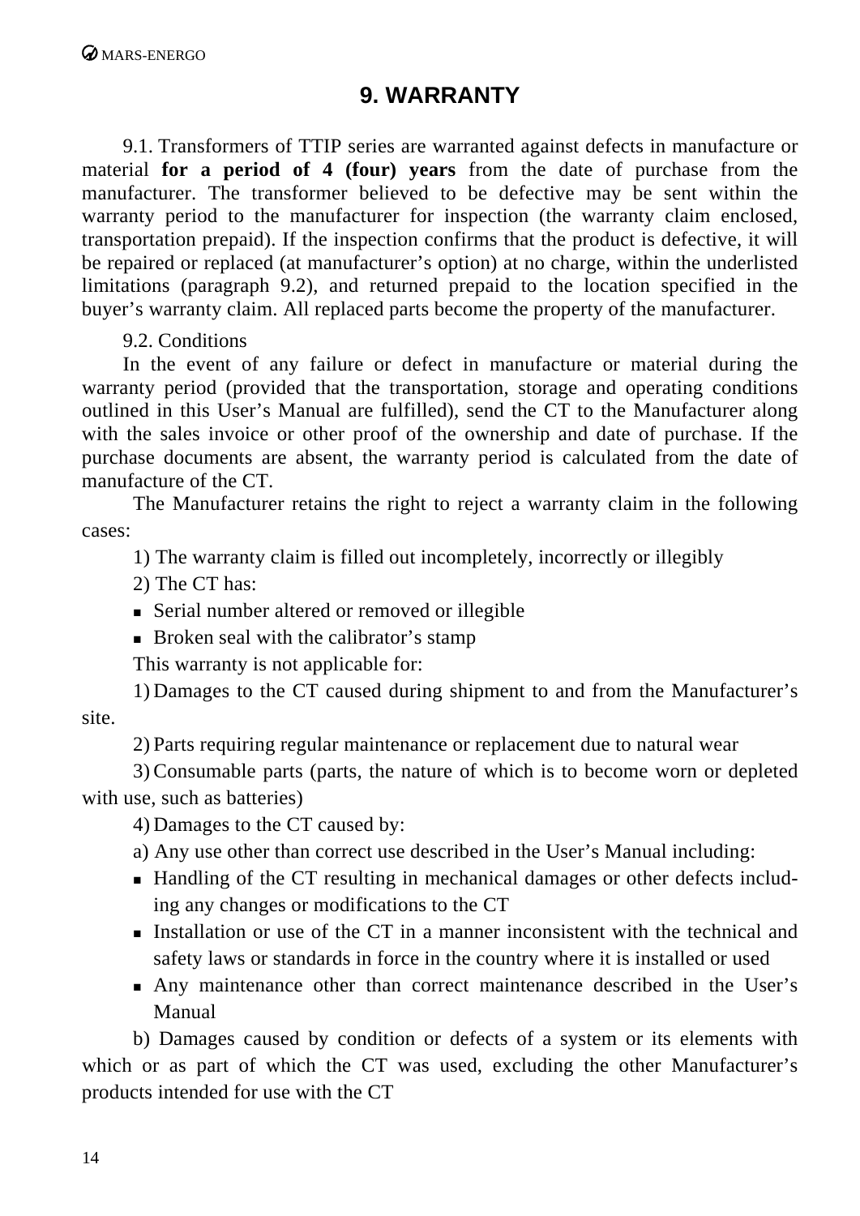# 9. WARRANTY

9.1. Transformers of TTIP series are warranted against defects in manufacture or material **for a period of 4 (four) years** from the date of purchase from the manufacturer. The transformer believed to be defective may be sent within the warranty period to the manufacturer for inspection (the warranty claim enclosed, transportation prepaid). If the inspection confirms that the product is defective, it will be repaired or replaced (at manufacturer's option) at no charge, within the underlisted limitations (paragraph 9.2), and returned prepaid to the location specified in the buyer's warranty claim. All replaced parts become the property of the manufacturer.

9.2. Conditions

In the event of any failure or defect in manufacture or material during the warranty period (provided that the transportation, storage and operating conditions outlined in this User's Manual are fulfilled), send the CT to the Manufacturer along with the sales invoice or other proof of the ownership and date of purchase. If the purchase documents are absent, the warranty period is calculated from the date of manufacture of the CT.

The Manufacturer retains the right to reject a warranty claim in the following cases:

1) The warranty claim is filled out incompletely, incorrectly or illegibly

2) The CT has:

- Serial number altered or removed or illegible
- Broken seal with the calibrator's stamp

This warranty is not applicable for:

1) Damages to the CT caused during shipment to and from the Manufacturer's site.

2) Parts requiring regular maintenance or replacement due to natural wear

3) Consumable parts (parts, the nature of which is to become worn or depleted with use, such as batteries)

4) Damages to the CT caused by:

a) Any use other than correct use described in the User's Manual including:

- Handling of the CT resulting in mechanical damages or other defects including any changes or modifications to the CT
- Installation or use of the CT in a manner inconsistent with the technical and safety laws or standards in force in the country where it is installed or used
- Any maintenance other than correct maintenance described in the User's Manual

b) Damages caused by condition or defects of a system or its elements with which or as part of which the CT was used, excluding the other Manufacturer's products intended for use with the CT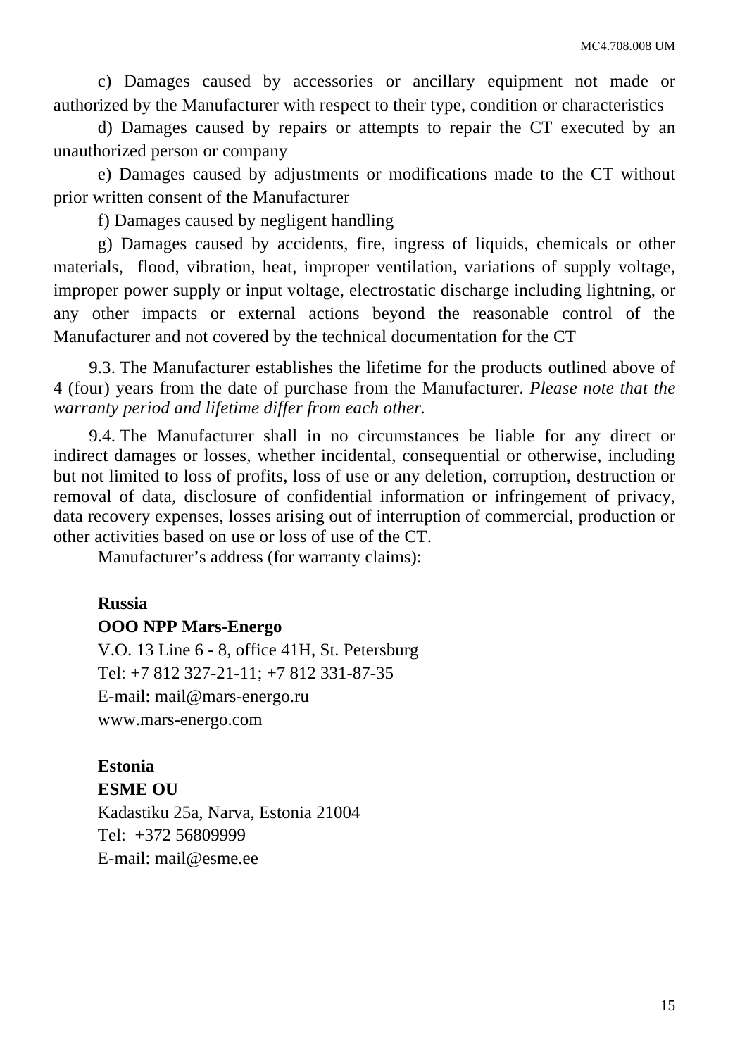c) Damages caused by accessories or ancillary equipment not made or authorized by the Manufacturer with respect to their type, condition or characteristics

d) Damages caused by repairs or attempts to repair the CT executed by an unauthorized person or company

e) Damages caused by adjustments or modifications made to the CT without prior written consent of the Manufacturer

f) Damages caused by negligent handling

g) Damages caused by accidents, fire, ingress of liquids, chemicals or other materials, flood, vibration, heat, improper ventilation, variations of supply voltage, improper power supply or input voltage, electrostatic discharge including lightning, or any other impacts or external actions beyond the reasonable control of the Manufacturer and not covered by the technical documentation for the CT

9.3. The Manufacturer establishes the lifetime for the products outlined above of 4 (four) years from the date of purchase from the Manufacturer. *Please note that the warranty period and lifetime differ from each other.*

9.4. The Manufacturer shall in no circumstances be liable for any direct or indirect damages or losses, whether incidental, consequential or otherwise, including but not limited to loss of profits, loss of use or any deletion, corruption, destruction or removal of data, disclosure of confidential information or infringement of privacy, data recovery expenses, losses arising out of interruption of commercial, production or other activities based on use or loss of use of the CT.

Manufacturer's address (for warranty claims):

**Russia**
**OOO NPP Mars-Energo**
V.O. 13 Line 6 - 8, office 41H, St. Petersburg
Tel: +7 812 327-21-11; +7 812 331-87-35
E-mail: mail@mars-energo.ru
www.mars-energo.com

**Estonia**
**ESME OU**
Kadastiku 25a, Narva, Estonia 21004
Tel: +372 56809999
E-mail: mail@esme.ee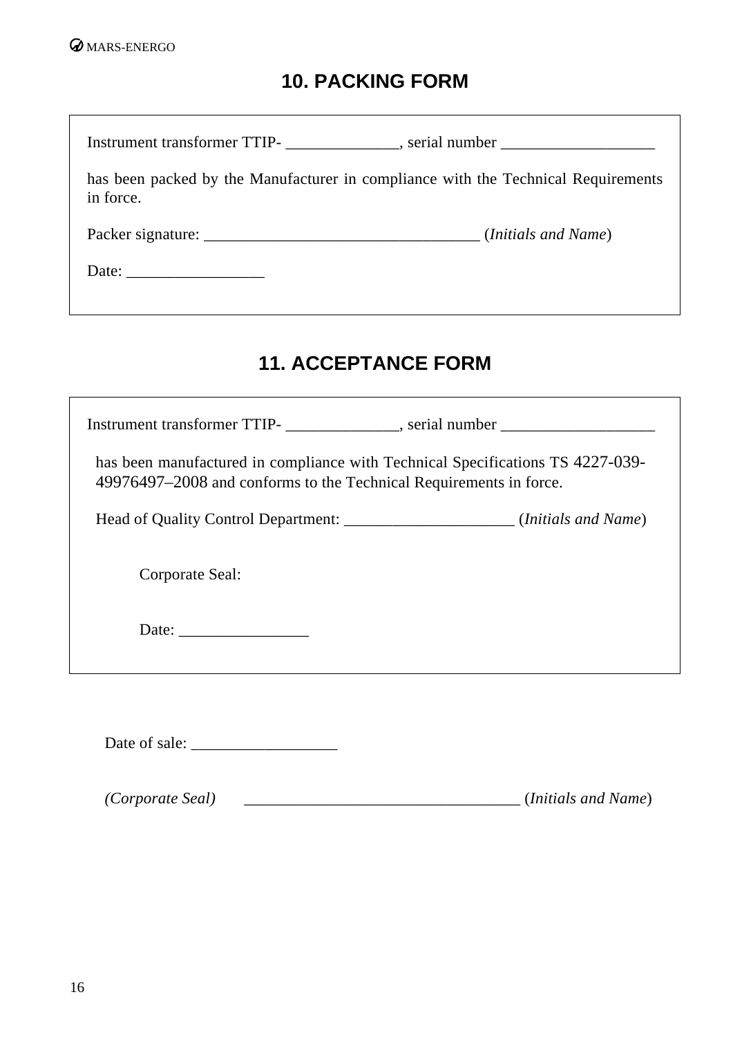## 10. PACKING FORM

Instrument transformer TTIP- ______________, serial number ___________________

has been packed by the Manufacturer in compliance with the Technical Requirements in force.

Packer signature: _________________________________ (*Initials and Name*)

Date: _________________

## 11. ACCEPTANCE FORM

Instrument transformer TTIP- ______________, serial number ___________________

has been manufactured in compliance with Technical Specifications TS 4227-039-49976497–2008 and conforms to the Technical Requirements in force.

Head of Quality Control Department: _____________________ (*Initials and Name*)

Corporate Seal:

Date: ________________

Date of sale: __________________

*(Corporate Seal)* __________________________________ (*Initials and Name*)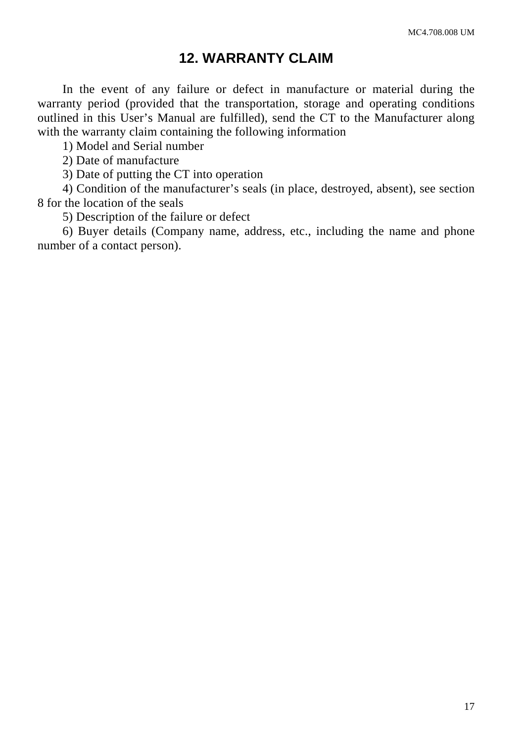## 12. WARRANTY CLAIM

In the event of any failure or defect in manufacture or material during the warranty period (provided that the transportation, storage and operating conditions outlined in this User's Manual are fulfilled), send the CT to the Manufacturer along with the warranty claim containing the following information

1) Model and Serial number
2) Date of manufacture
3) Date of putting the CT into operation
4) Condition of the manufacturer's seals (in place, destroyed, absent), see section 8 for the location of the seals
5) Description of the failure or defect
6) Buyer details (Company name, address, etc., including the name and phone number of a contact person).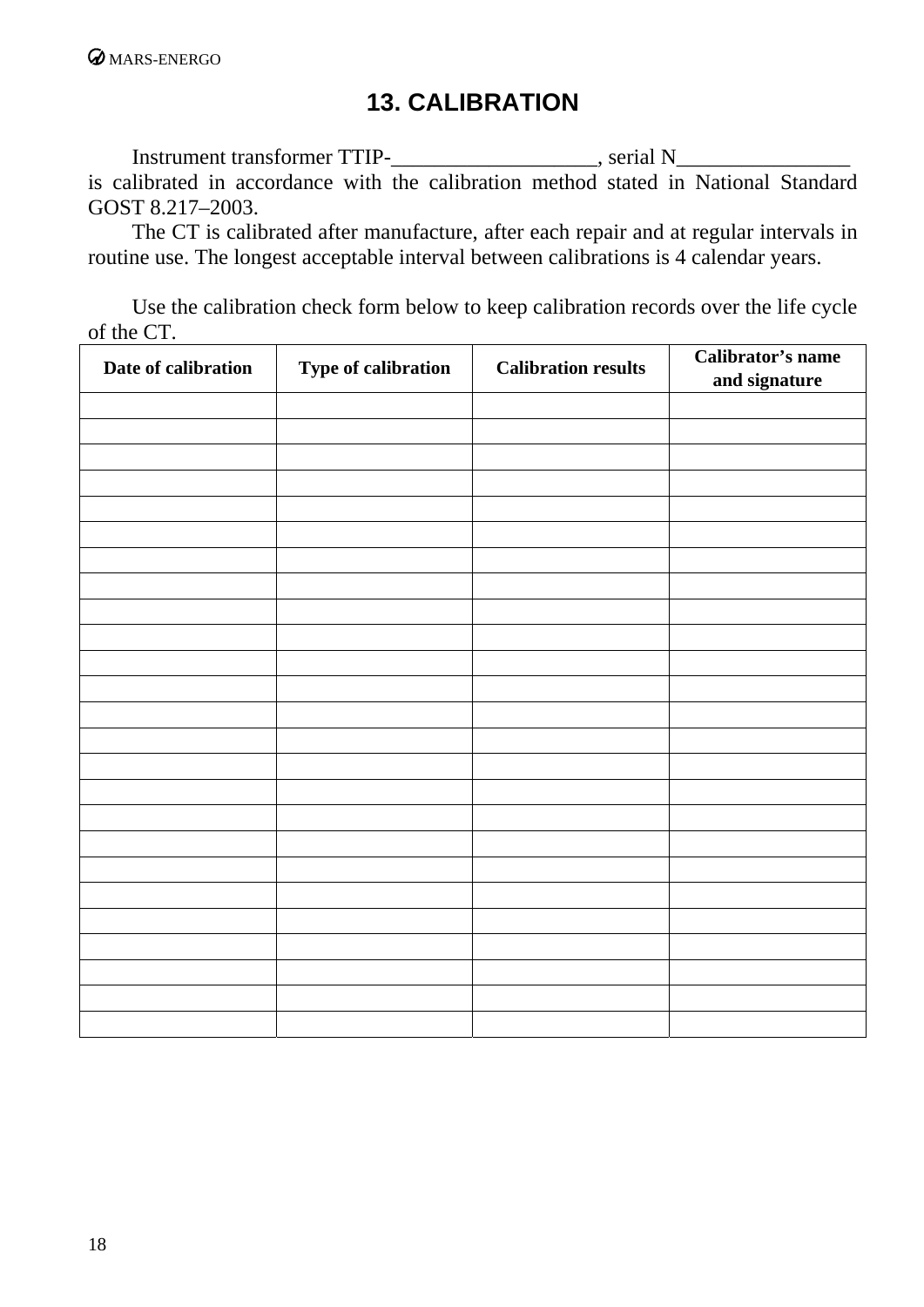# 13. CALIBRATION

Instrument transformer TTIP-___________________, serial N________________ is calibrated in accordance with the calibration method stated in National Standard GOST 8.217–2003.

The CT is calibrated after manufacture, after each repair and at regular intervals in routine use. The longest acceptable interval between calibrations is 4 calendar years.

Use the calibration check form below to keep calibration records over the life cycle of the CT.

| Date of calibration | Type of calibration | Calibration results | Calibrator's name and signature |
|---|---|---|---|
| | | | |
| | | | |
| | | | |
| | | | |
| | | | |
| | | | |
| | | | |
| | | | |
| | | | |
| | | | |
| | | | |
| | | | |
| | | | |
| | | | |
| | | | |
| | | | |
| | | | |
| | | | |
| | | | |
| | | | |
| | | | |
| | | | |
| | | | |
| | | | |
| | | | |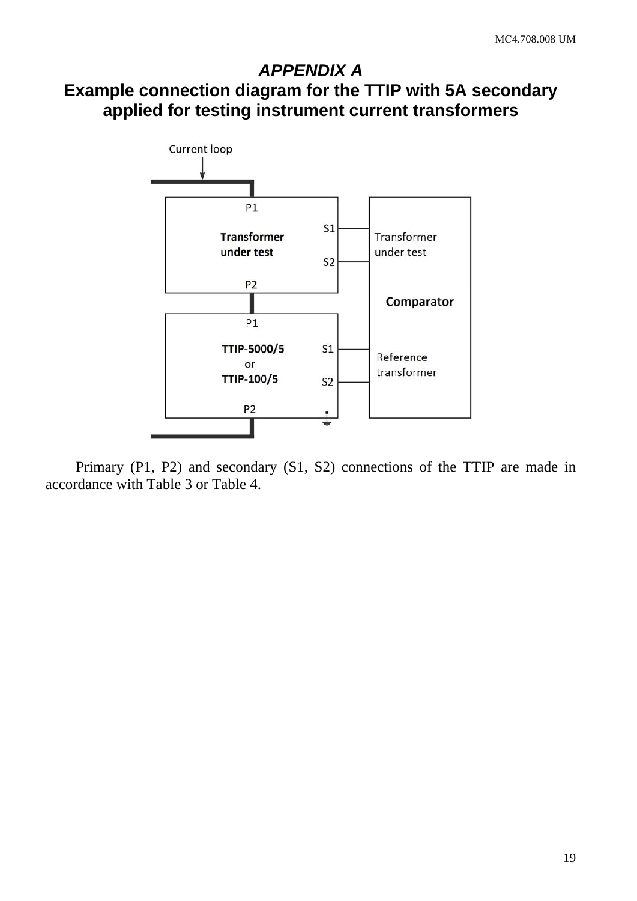# *APPENDIX A*

## Example connection diagram for the TTIP with 5A secondary applied for testing instrument current transformers

Current loop

P1

**Transformer under test**

S1

S2

P2

Transformer under test

**Comparator**

P1

**TTIP-5000/5** or **TTIP-100/5**

S1

S2

P2

Reference transformer

Primary (P1, P2) and secondary (S1, S2) connections of the TTIP are made in accordance with Table 3 or Table 4.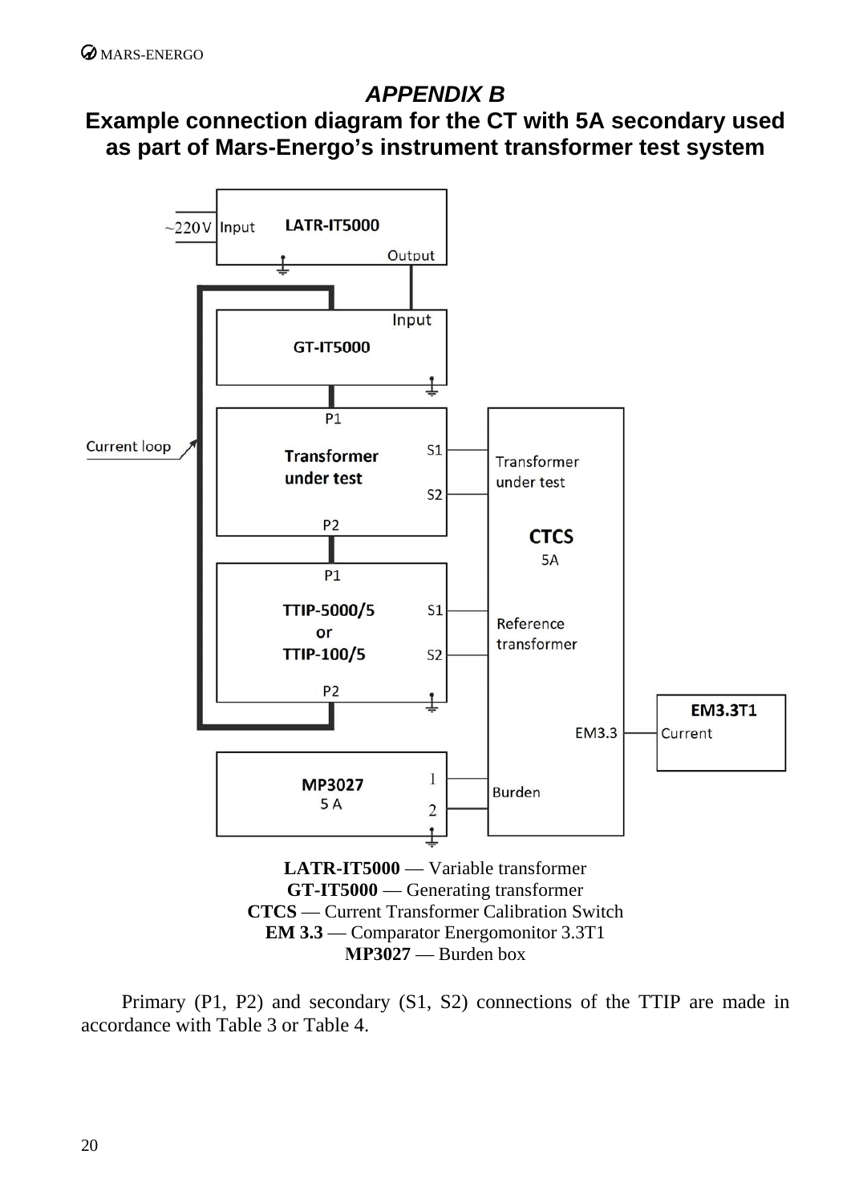# *APPENDIX B*

## Example connection diagram for the CT with 5A secondary used as part of Mars-Energo's instrument transformer test system

~220V Input LATR-IT5000 Output

Input GT-IT5000

Current loop

P1 Transformer under test S1 S2 P2

Transformer under test

CTCS 5A

P1 TTIP-5000/5 or TTIP-100/5 S1 S2 P2

Reference transformer

EM3.3

EM3.3T1 Current

MP3027 5 A 1 2

Burden

**LATR-IT5000** — Variable transformer
**GT-IT5000** — Generating transformer
**CTCS** — Current Transformer Calibration Switch
**EM 3.3** — Comparator Energomonitor 3.3T1
**MP3027** — Burden box

Primary (P1, P2) and secondary (S1, S2) connections of the TTIP are made in accordance with Table 3 or Table 4.